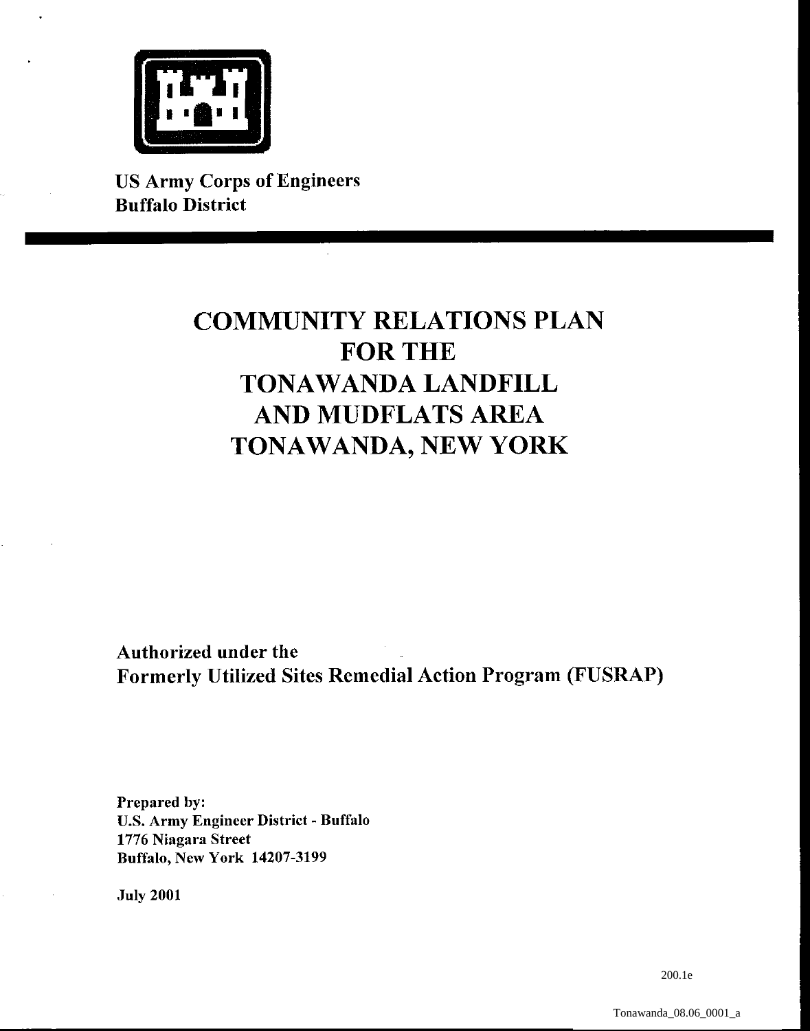**US Army Corps of Engineers**
**Buffalo District**

# COMMUNITY RELATIONS PLAN FOR THE TONAWANDA LANDFILL AND MUDFLATS AREA TONAWANDA, NEW YORK

**Authorized under the**
**Formerly Utilized Sites Remedial Action Program (FUSRAP)**

**Prepared by:**
**U.S. Army Engineer District - Buffalo**
**1776 Niagara Street**
**Buffalo, New York 14207-3199**

**July 2001**

200.1e

Tonawanda_08.06_0001_a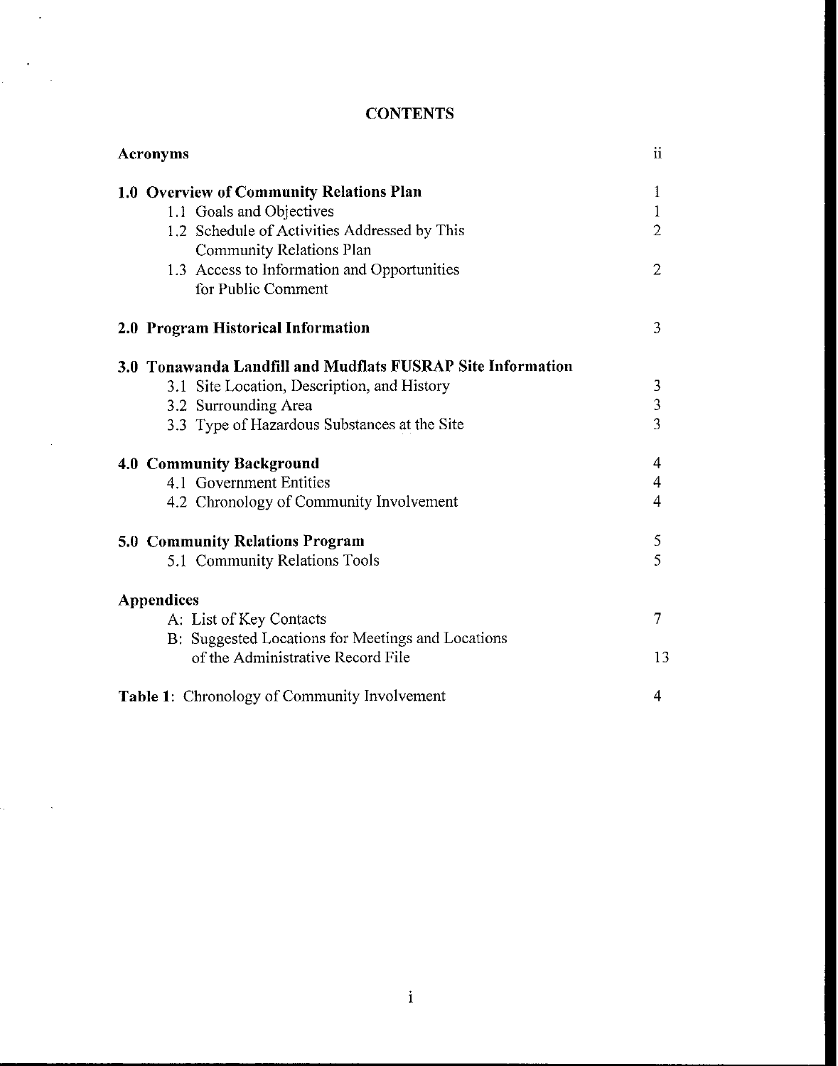# CONTENTS

| | |
|---|---|
| **Acronyms** | ii |
| **1.0 Overview of Community Relations Plan** | 1 |
| 1.1 Goals and Objectives | 1 |
| 1.2 Schedule of Activities Addressed by This Community Relations Plan | 2 |
| 1.3 Access to Information and Opportunities for Public Comment | 2 |
| **2.0 Program Historical Information** | 3 |
| **3.0 Tonawanda Landfill and Mudflats FUSRAP Site Information** | |
| 3.1 Site Location, Description, and History | 3 |
| 3.2 Surrounding Area | 3 |
| 3.3 Type of Hazardous Substances at the Site | 3 |
| **4.0 Community Background** | 4 |
| 4.1 Government Entities | 4 |
| 4.2 Chronology of Community Involvement | 4 |
| **5.0 Community Relations Program** | 5 |
| 5.1 Community Relations Tools | 5 |
| **Appendices** | |
| A: List of Key Contacts | 7 |
| B: Suggested Locations for Meetings and Locations of the Administrative Record File | 13 |
| **Table 1**: Chronology of Community Involvement | 4 |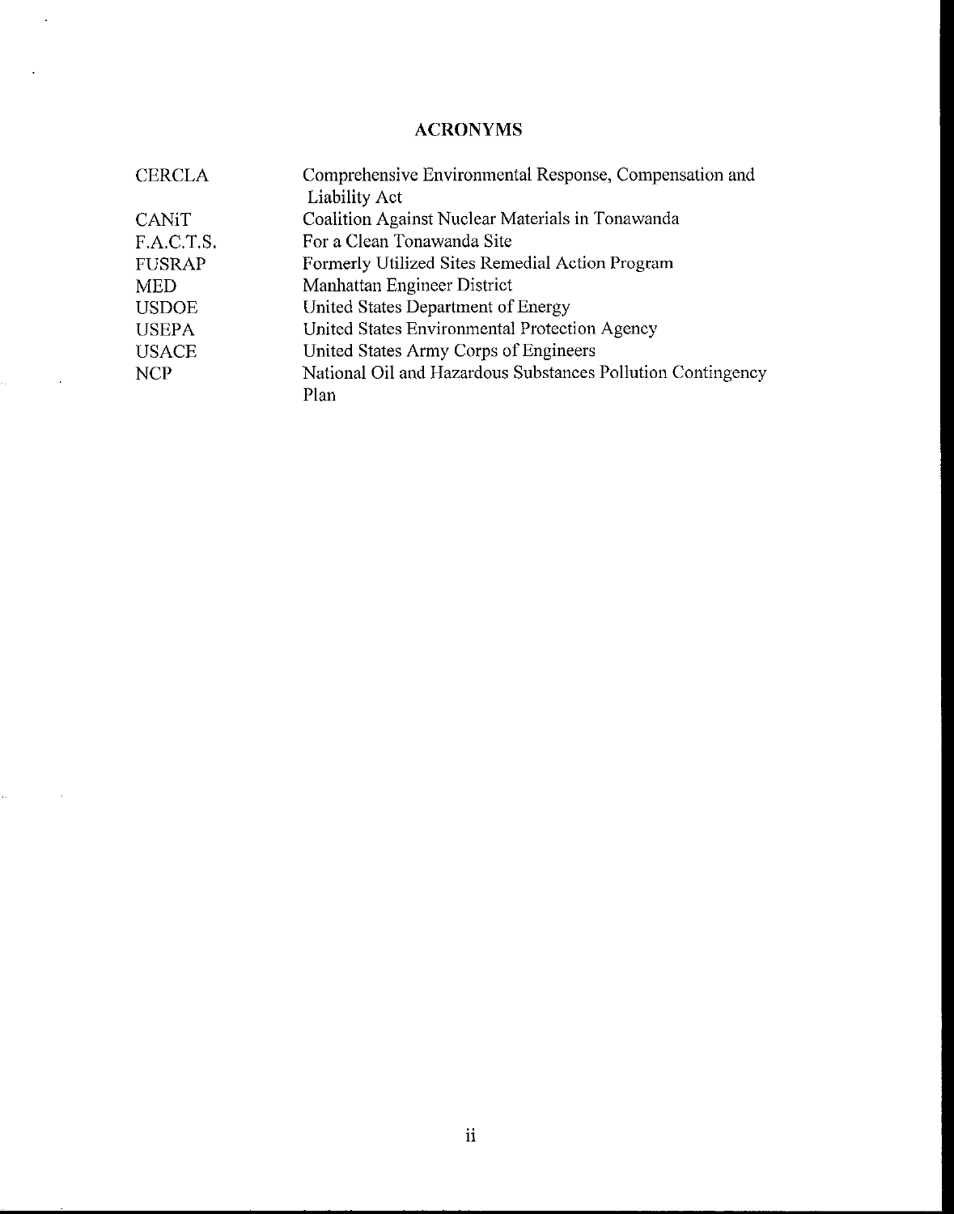## ACRONYMS

| | |
|---|---|
| CERCLA | Comprehensive Environmental Response, Compensation and Liability Act |
| CANiT | Coalition Against Nuclear Materials in Tonawanda |
| F.A.C.T.S. | For a Clean Tonawanda Site |
| FUSRAP | Formerly Utilized Sites Remedial Action Program |
| MED | Manhattan Engineer District |
| USDOE | United States Department of Energy |
| USEPA | United States Environmental Protection Agency |
| USACE | United States Army Corps of Engineers |
| NCP | National Oil and Hazardous Substances Pollution Contingency Plan |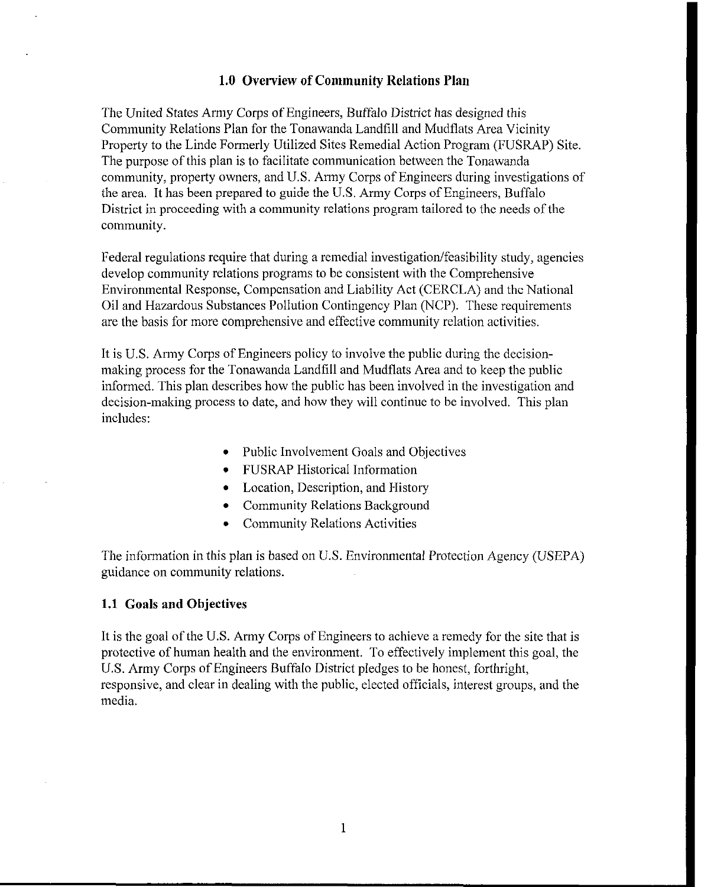## 1.0 Overview of Community Relations Plan

The United States Army Corps of Engineers, Buffalo District has designed this Community Relations Plan for the Tonawanda Landfill and Mudflats Area Vicinity Property to the Linde Formerly Utilized Sites Remedial Action Program (FUSRAP) Site. The purpose of this plan is to facilitate communication between the Tonawanda community, property owners, and U.S. Army Corps of Engineers during investigations of the area. It has been prepared to guide the U.S. Army Corps of Engineers, Buffalo District in proceeding with a community relations program tailored to the needs of the community.

Federal regulations require that during a remedial investigation/feasibility study, agencies develop community relations programs to be consistent with the Comprehensive Environmental Response, Compensation and Liability Act (CERCLA) and the National Oil and Hazardous Substances Pollution Contingency Plan (NCP). These requirements are the basis for more comprehensive and effective community relation activities.

It is U.S. Army Corps of Engineers policy to involve the public during the decision-making process for the Tonawanda Landfill and Mudflats Area and to keep the public informed. This plan describes how the public has been involved in the investigation and decision-making process to date, and how they will continue to be involved. This plan includes:

- Public Involvement Goals and Objectives
- FUSRAP Historical Information
- Location, Description, and History
- Community Relations Background
- Community Relations Activities

The information in this plan is based on U.S. Environmental Protection Agency (USEPA) guidance on community relations.

### 1.1 Goals and Objectives

It is the goal of the U.S. Army Corps of Engineers to achieve a remedy for the site that is protective of human health and the environment. To effectively implement this goal, the U.S. Army Corps of Engineers Buffalo District pledges to be honest, forthright, responsive, and clear in dealing with the public, elected officials, interest groups, and the media.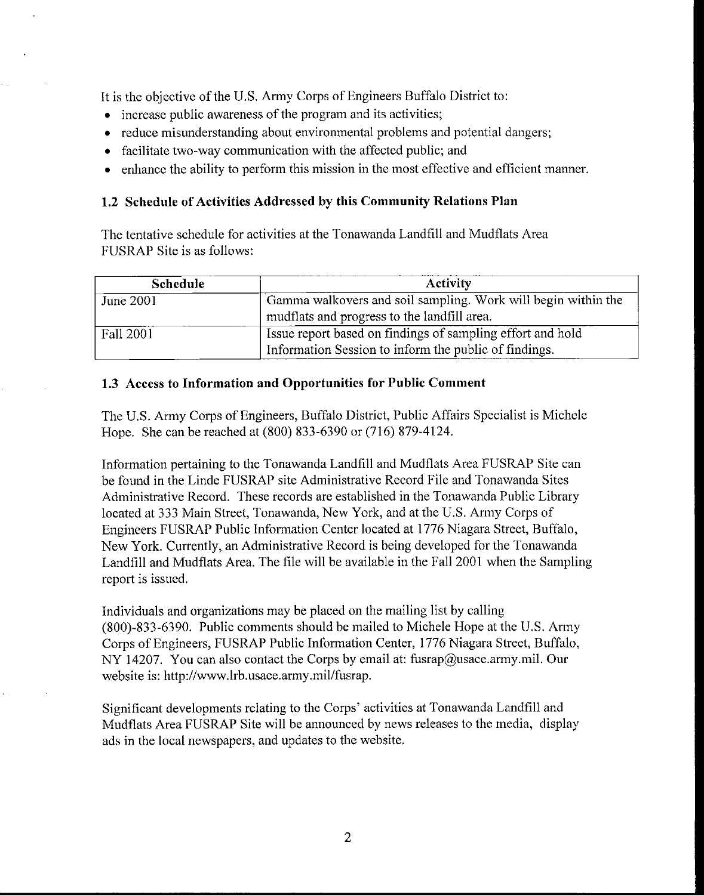It is the objective of the U.S. Army Corps of Engineers Buffalo District to:

- increase public awareness of the program and its activities;
- reduce misunderstanding about environmental problems and potential dangers;
- facilitate two-way communication with the affected public; and
- enhance the ability to perform this mission in the most effective and efficient manner.

### 1.2 Schedule of Activities Addressed by this Community Relations Plan

The tentative schedule for activities at the Tonawanda Landfill and Mudflats Area FUSRAP Site is as follows:

| Schedule | Activity |
|---|---|
| June 2001 | Gamma walkovers and soil sampling. Work will begin within the mudflats and progress to the landfill area. |
| Fall 2001 | Issue report based on findings of sampling effort and hold Information Session to inform the public of findings. |

### 1.3 Access to Information and Opportunities for Public Comment

The U.S. Army Corps of Engineers, Buffalo District, Public Affairs Specialist is Michele Hope. She can be reached at (800) 833-6390 or (716) 879-4124.

Information pertaining to the Tonawanda Landfill and Mudflats Area FUSRAP Site can be found in the Linde FUSRAP site Administrative Record File and Tonawanda Sites Administrative Record. These records are established in the Tonawanda Public Library located at 333 Main Street, Tonawanda, New York, and at the U.S. Army Corps of Engineers FUSRAP Public Information Center located at 1776 Niagara Street, Buffalo, New York. Currently, an Administrative Record is being developed for the Tonawanda Landfill and Mudflats Area. The file will be available in the Fall 2001 when the Sampling report is issued.

Individuals and organizations may be placed on the mailing list by calling (800)-833-6390. Public comments should be mailed to Michele Hope at the U.S. Army Corps of Engineers, FUSRAP Public Information Center, 1776 Niagara Street, Buffalo, NY 14207. You can also contact the Corps by email at: fusrap@usace.army.mil. Our website is: http://www.lrb.usace.army.mil/fusrap.

Significant developments relating to the Corps' activities at Tonawanda Landfill and Mudflats Area FUSRAP Site will be announced by news releases to the media, display ads in the local newspapers, and updates to the website.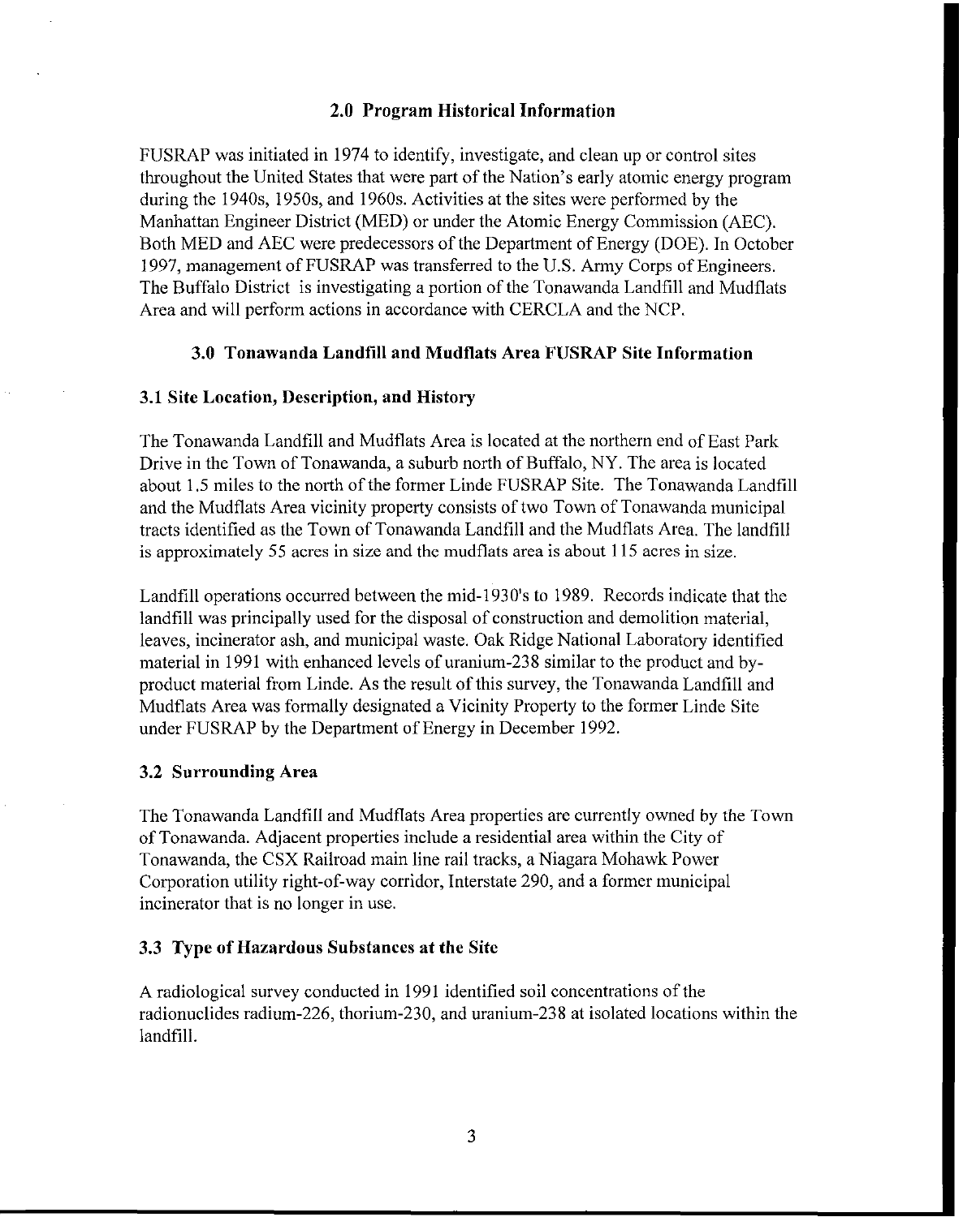## 2.0 Program Historical Information

FUSRAP was initiated in 1974 to identify, investigate, and clean up or control sites throughout the United States that were part of the Nation's early atomic energy program during the 1940s, 1950s, and 1960s. Activities at the sites were performed by the Manhattan Engineer District (MED) or under the Atomic Energy Commission (AEC). Both MED and AEC were predecessors of the Department of Energy (DOE). In October 1997, management of FUSRAP was transferred to the U.S. Army Corps of Engineers. The Buffalo District is investigating a portion of the Tonawanda Landfill and Mudflats Area and will perform actions in accordance with CERCLA and the NCP.

## 3.0 Tonawanda Landfill and Mudflats Area FUSRAP Site Information

### 3.1 Site Location, Description, and History

The Tonawanda Landfill and Mudflats Area is located at the northern end of East Park Drive in the Town of Tonawanda, a suburb north of Buffalo, NY. The area is located about 1.5 miles to the north of the former Linde FUSRAP Site. The Tonawanda Landfill and the Mudflats Area vicinity property consists of two Town of Tonawanda municipal tracts identified as the Town of Tonawanda Landfill and the Mudflats Area. The landfill is approximately 55 acres in size and the mudflats area is about 115 acres in size.

Landfill operations occurred between the mid-1930's to 1989. Records indicate that the landfill was principally used for the disposal of construction and demolition material, leaves, incinerator ash, and municipal waste. Oak Ridge National Laboratory identified material in 1991 with enhanced levels of uranium-238 similar to the product and by-product material from Linde. As the result of this survey, the Tonawanda Landfill and Mudflats Area was formally designated a Vicinity Property to the former Linde Site under FUSRAP by the Department of Energy in December 1992.

### 3.2 Surrounding Area

The Tonawanda Landfill and Mudflats Area properties are currently owned by the Town of Tonawanda. Adjacent properties include a residential area within the City of Tonawanda, the CSX Railroad main line rail tracks, a Niagara Mohawk Power Corporation utility right-of-way corridor, Interstate 290, and a former municipal incinerator that is no longer in use.

### 3.3 Type of Hazardous Substances at the Site

A radiological survey conducted in 1991 identified soil concentrations of the radionuclides radium-226, thorium-230, and uranium-238 at isolated locations within the landfill.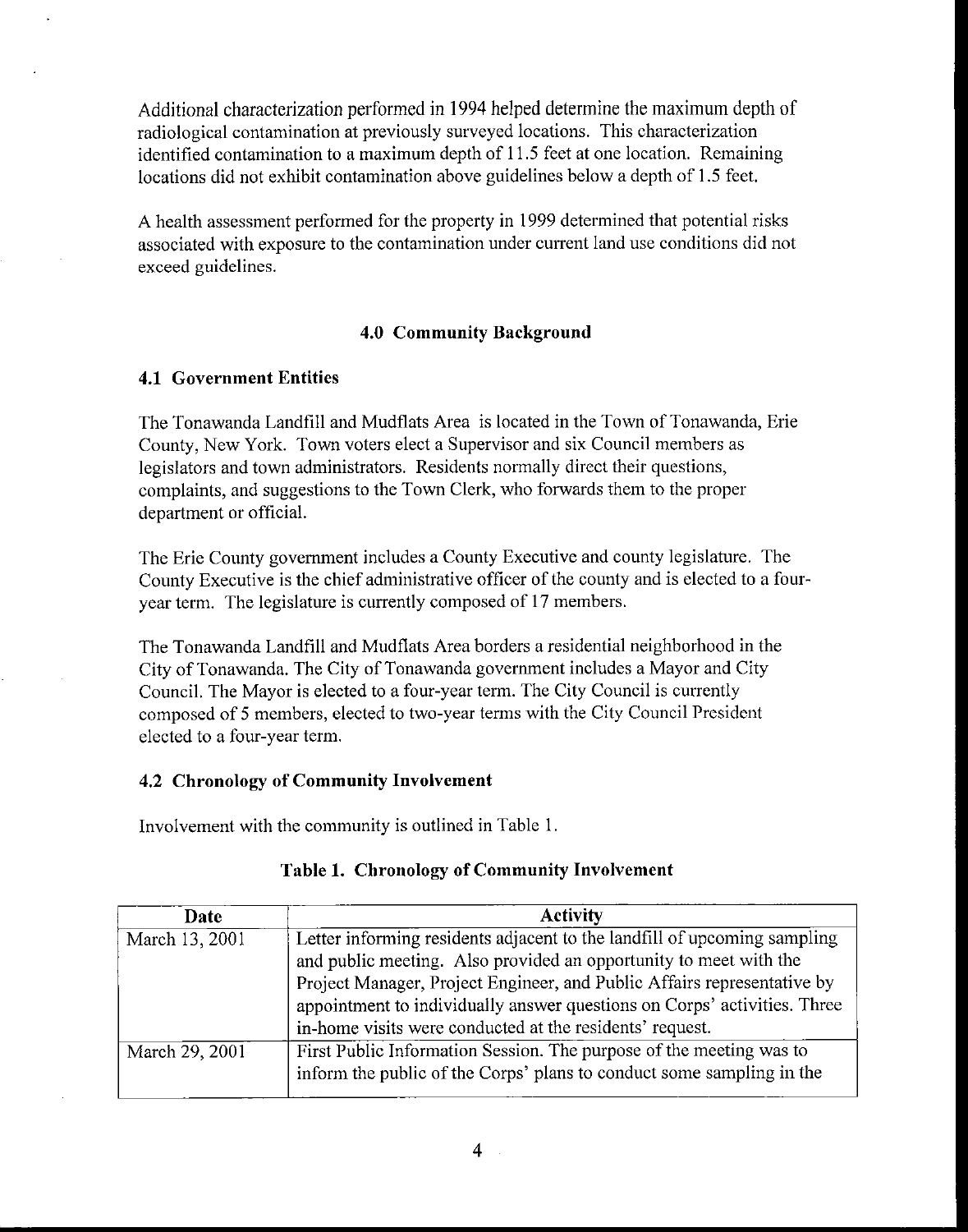Additional characterization performed in 1994 helped determine the maximum depth of radiological contamination at previously surveyed locations. This characterization identified contamination to a maximum depth of 11.5 feet at one location. Remaining locations did not exhibit contamination above guidelines below a depth of 1.5 feet.

A health assessment performed for the property in 1999 determined that potential risks associated with exposure to the contamination under current land use conditions did not exceed guidelines.

## 4.0 Community Background

### 4.1 Government Entities

The Tonawanda Landfill and Mudflats Area is located in the Town of Tonawanda, Erie County, New York. Town voters elect a Supervisor and six Council members as legislators and town administrators. Residents normally direct their questions, complaints, and suggestions to the Town Clerk, who forwards them to the proper department or official.

The Erie County government includes a County Executive and county legislature. The County Executive is the chief administrative officer of the county and is elected to a four-year term. The legislature is currently composed of 17 members.

The Tonawanda Landfill and Mudflats Area borders a residential neighborhood in the City of Tonawanda. The City of Tonawanda government includes a Mayor and City Council. The Mayor is elected to a four-year term. The City Council is currently composed of 5 members, elected to two-year terms with the City Council President elected to a four-year term.

### 4.2 Chronology of Community Involvement

Involvement with the community is outlined in Table 1.

**Table 1. Chronology of Community Involvement**

| Date | Activity |
|---|---|
| March 13, 2001 | Letter informing residents adjacent to the landfill of upcoming sampling and public meeting. Also provided an opportunity to meet with the Project Manager, Project Engineer, and Public Affairs representative by appointment to individually answer questions on Corps' activities. Three in-home visits were conducted at the residents' request. |
| March 29, 2001 | First Public Information Session. The purpose of the meeting was to inform the public of the Corps' plans to conduct some sampling in the |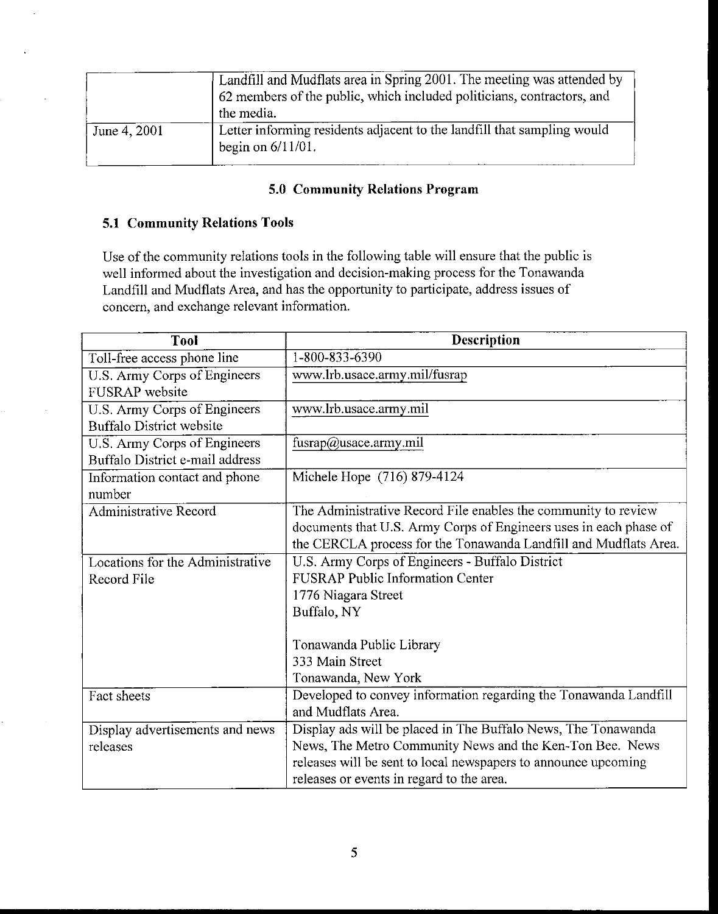|  | Landfill and Mudflats area in Spring 2001. The meeting was attended by 62 members of the public, which included politicians, contractors, and the media. |
| --- | --- |
| June 4, 2001 | Letter informing residents adjacent to the landfill that sampling would begin on 6/11/01. |

## 5.0 Community Relations Program

### 5.1 Community Relations Tools

Use of the community relations tools in the following table will ensure that the public is well informed about the investigation and decision-making process for the Tonawanda Landfill and Mudflats Area, and has the opportunity to participate, address issues of concern, and exchange relevant information.

| Tool | Description |
| --- | --- |
| Toll-free access phone line | 1-800-833-6390 |
| U.S. Army Corps of Engineers FUSRAP website | www.lrb.usace.army.mil/fusrap |
| U.S. Army Corps of Engineers Buffalo District website | www.lrb.usace.army.mil |
| U.S. Army Corps of Engineers Buffalo District e-mail address | fusrap@usace.army.mil |
| Information contact and phone number | Michele Hope (716) 879-4124 |
| Administrative Record | The Administrative Record File enables the community to review documents that U.S. Army Corps of Engineers uses in each phase of the CERCLA process for the Tonawanda Landfill and Mudflats Area. |
| Locations for the Administrative Record File | U.S. Army Corps of Engineers - Buffalo District<br>FUSRAP Public Information Center<br>1776 Niagara Street<br>Buffalo, NY<br><br>Tonawanda Public Library<br>333 Main Street<br>Tonawanda, New York |
| Fact sheets | Developed to convey information regarding the Tonawanda Landfill and Mudflats Area. |
| Display advertisements and news releases | Display ads will be placed in The Buffalo News, The Tonawanda News, The Metro Community News and the Ken-Ton Bee. News releases will be sent to local newspapers to announce upcoming releases or events in regard to the area. |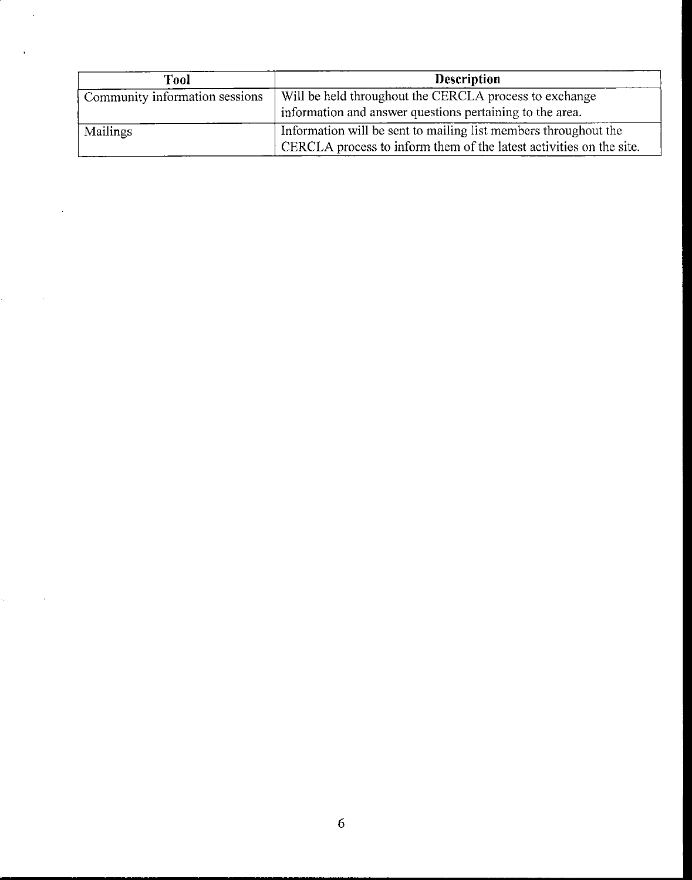| Tool | Description |
| --- | --- |
| Community information sessions | Will be held throughout the CERCLA process to exchange information and answer questions pertaining to the area. |
| Mailings | Information will be sent to mailing list members throughout the CERCLA process to inform them of the latest activities on the site. |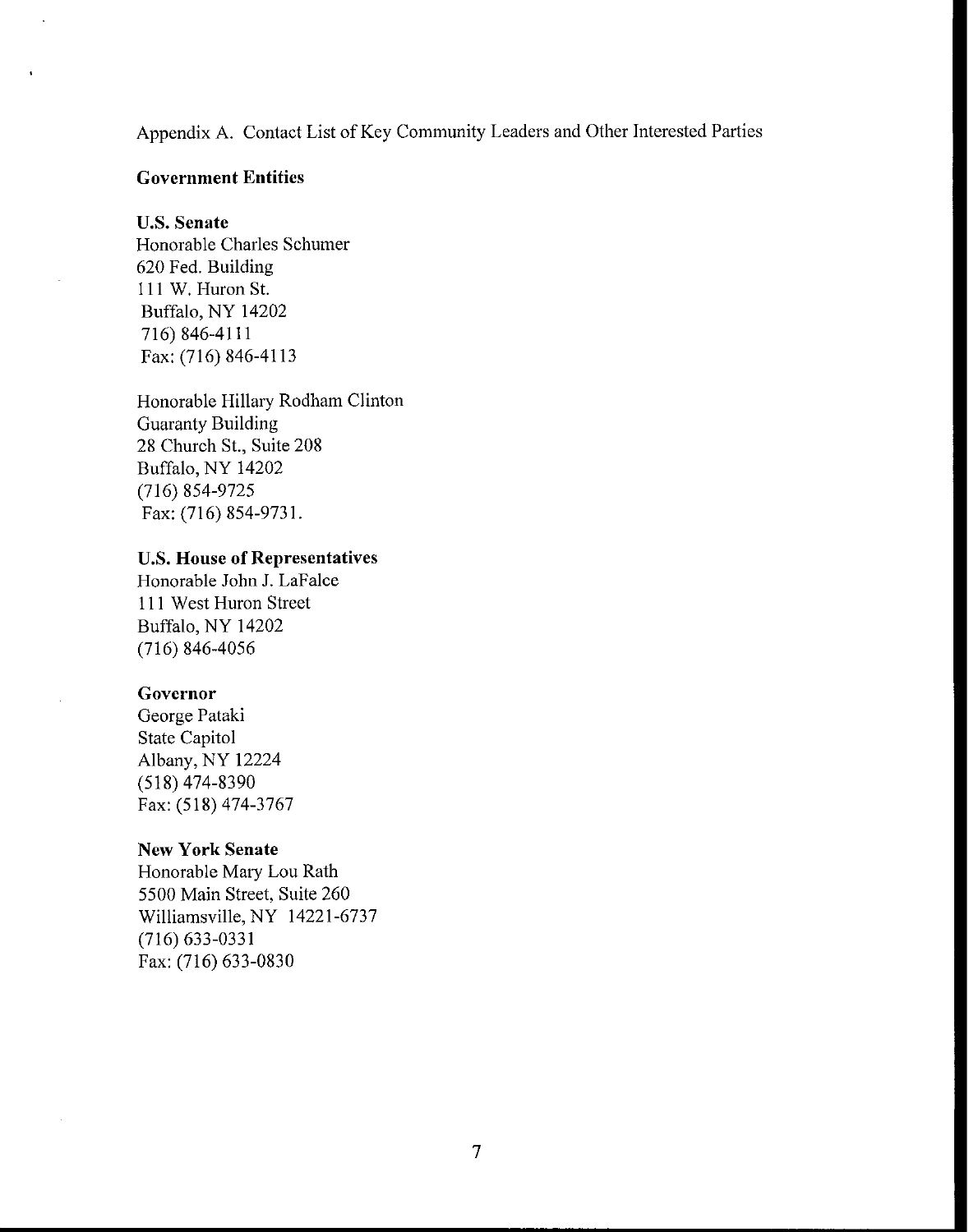Appendix A. Contact List of Key Community Leaders and Other Interested Parties

**Government Entities**

**U.S. Senate**
Honorable Charles Schumer
620 Fed. Building
111 W. Huron St.
Buffalo, NY 14202
716) 846-4111
Fax: (716) 846-4113

Honorable Hillary Rodham Clinton
Guaranty Building
28 Church St., Suite 208
Buffalo, NY 14202
(716) 854-9725
Fax: (716) 854-9731.

**U.S. House of Representatives**
Honorable John J. LaFalce
111 West Huron Street
Buffalo, NY 14202
(716) 846-4056

**Governor**
George Pataki
State Capitol
Albany, NY 12224
(518) 474-8390
Fax: (518) 474-3767

**New York Senate**
Honorable Mary Lou Rath
5500 Main Street, Suite 260
Williamsville, NY 14221-6737
(716) 633-0331
Fax: (716) 633-0830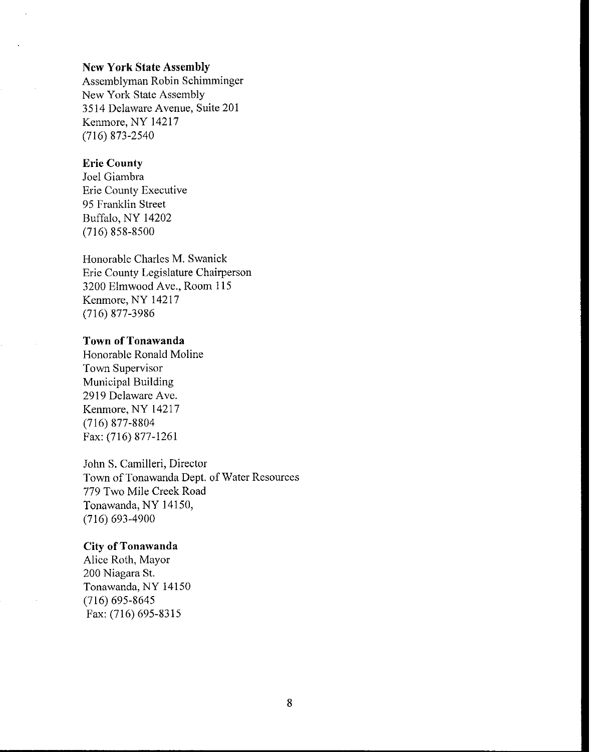**New York State Assembly**
Assemblyman Robin Schimminger
New York State Assembly
3514 Delaware Avenue, Suite 201
Kenmore, NY 14217
(716) 873-2540

**Erie County**
Joel Giambra
Erie County Executive
95 Franklin Street
Buffalo, NY 14202
(716) 858-8500

Honorable Charles M. Swanick
Erie County Legislature Chairperson
3200 Elmwood Ave., Room 115
Kenmore, NY 14217
(716) 877-3986

**Town of Tonawanda**
Honorable Ronald Moline
Town Supervisor
Municipal Building
2919 Delaware Ave.
Kenmore, NY 14217
(716) 877-8804
Fax: (716) 877-1261

John S. Camilleri, Director
Town of Tonawanda Dept. of Water Resources
779 Two Mile Creek Road
Tonawanda, NY 14150,
(716) 693-4900

**City of Tonawanda**
Alice Roth, Mayor
200 Niagara St.
Tonawanda, NY 14150
(716) 695-8645
Fax: (716) 695-8315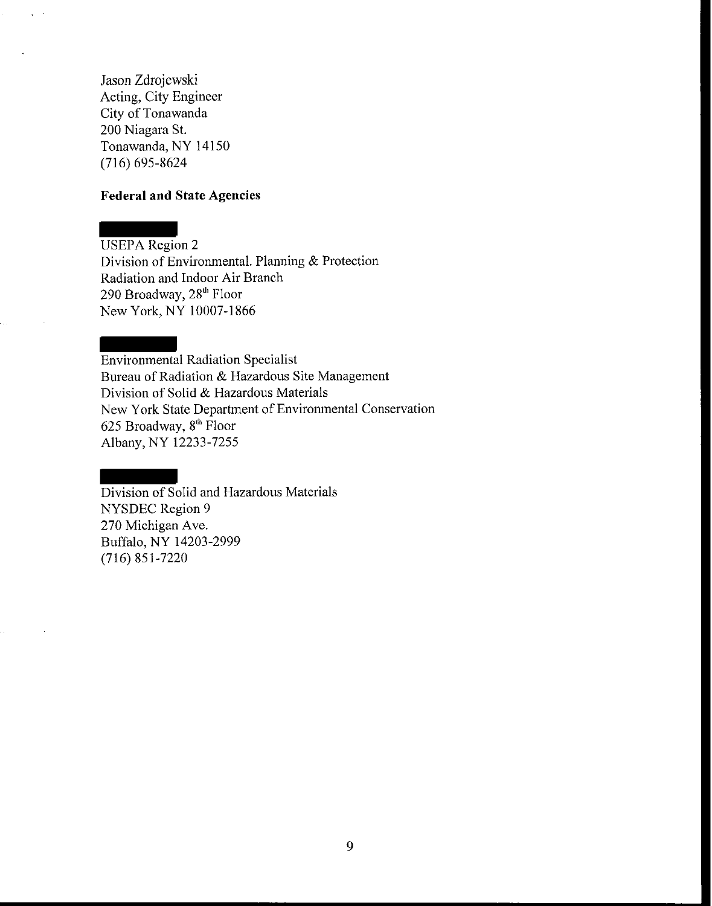Jason Zdrojewski
Acting, City Engineer
City of Tonawanda
200 Niagara St.
Tonawanda, NY 14150
(716) 695-8624

**Federal and State Agencies**

USEPA Region 2
Division of Environmental. Planning & Protection
Radiation and Indoor Air Branch
290 Broadway, 28th Floor
New York, NY 10007-1866

Environmental Radiation Specialist
Bureau of Radiation & Hazardous Site Management
Division of Solid & Hazardous Materials
New York State Department of Environmental Conservation
625 Broadway, 8th Floor
Albany, NY 12233-7255

Division of Solid and Hazardous Materials
NYSDEC Region 9
270 Michigan Ave.
Buffalo, NY 14203-2999
(716) 851-7220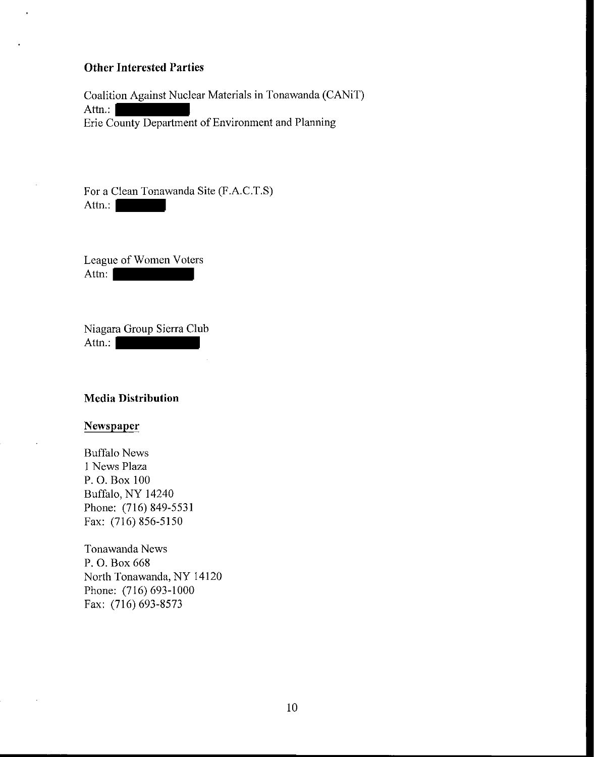**Other Interested Parties**

Coalition Against Nuclear Materials in Tonawanda (CANiT)
Attn.: 
Erie County Department of Environment and Planning

For a Clean Tonawanda Site (F.A.C.T.S)
Attn.: 

League of Women Voters
Attn: 

Niagara Group Sierra Club
Attn.: 

**Media Distribution**

__Newspaper__

Buffalo News
1 News Plaza
P. O. Box 100
Buffalo, NY 14240
Phone: (716) 849-5531
Fax: (716) 856-5150

Tonawanda News
P. O. Box 668
North Tonawanda, NY 14120
Phone: (716) 693-1000
Fax: (716) 693-8573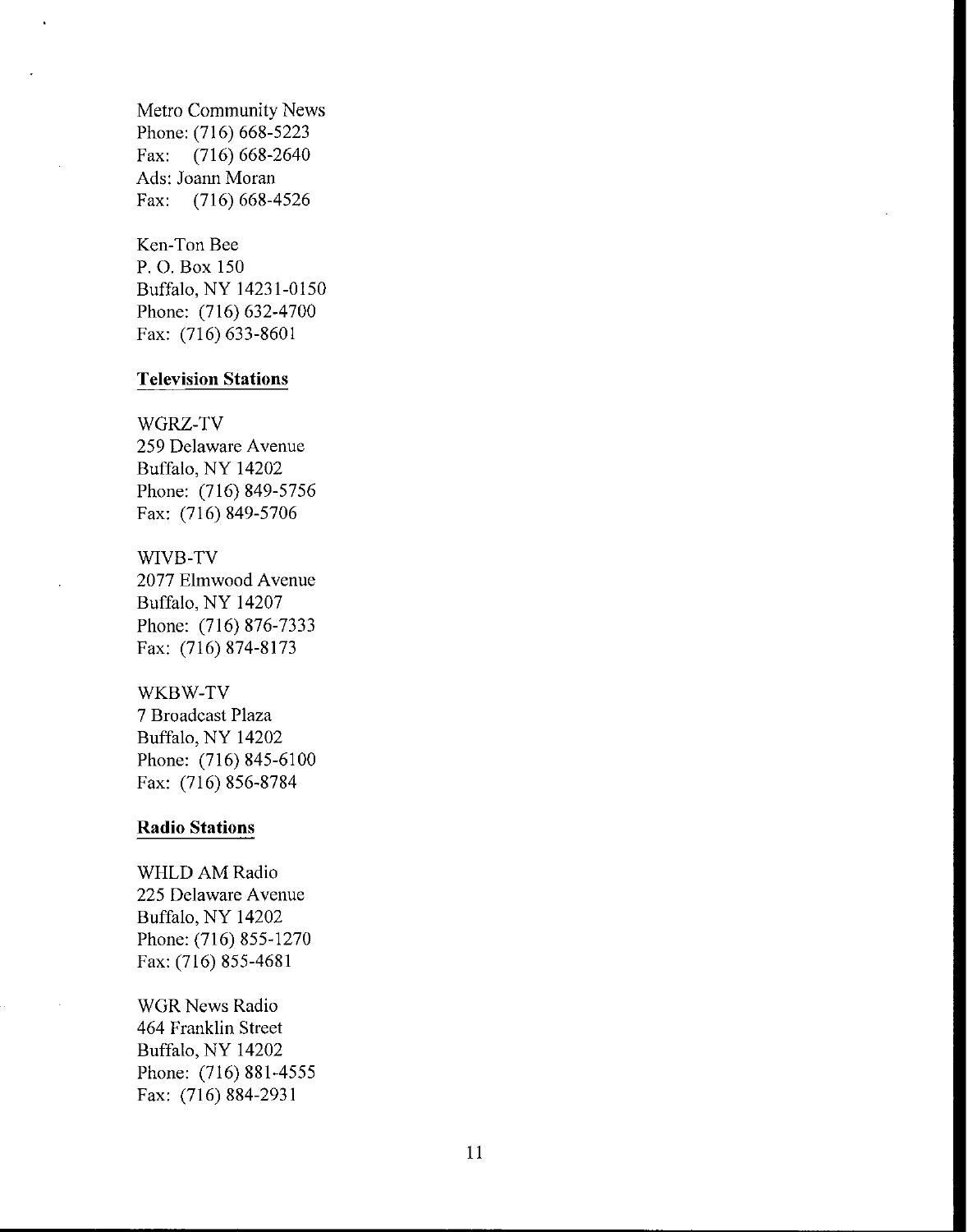Metro Community News
Phone: (716) 668-5223
Fax: (716) 668-2640
Ads: Joann Moran
Fax: (716) 668-4526

Ken-Ton Bee
P. O. Box 150
Buffalo, NY 14231-0150
Phone: (716) 632-4700
Fax: (716) 633-8601

**Television Stations**

WGRZ-TV
259 Delaware Avenue
Buffalo, NY 14202
Phone: (716) 849-5756
Fax: (716) 849-5706

WIVB-TV
2077 Elmwood Avenue
Buffalo, NY 14207
Phone: (716) 876-7333
Fax: (716) 874-8173

WKBW-TV
7 Broadcast Plaza
Buffalo, NY 14202
Phone: (716) 845-6100
Fax: (716) 856-8784

**Radio Stations**

WHLD AM Radio
225 Delaware Avenue
Buffalo, NY 14202
Phone: (716) 855-1270
Fax: (716) 855-4681

WGR News Radio
464 Franklin Street
Buffalo, NY 14202
Phone: (716) 881-4555
Fax: (716) 884-2931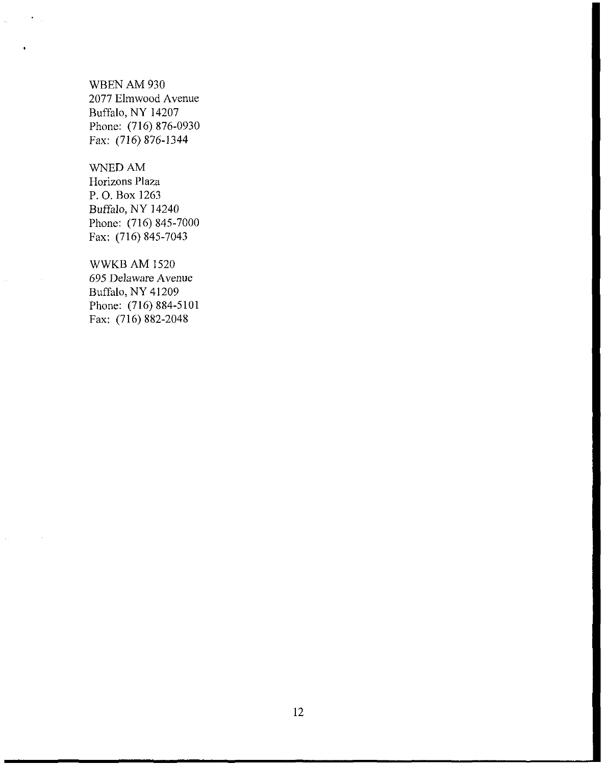WBEN AM 930
2077 Elmwood Avenue
Buffalo, NY 14207
Phone: (716) 876-0930
Fax: (716) 876-1344

WNED AM
Horizons Plaza
P. O. Box 1263
Buffalo, NY 14240
Phone: (716) 845-7000
Fax: (716) 845-7043

WWKB AM 1520
695 Delaware Avenue
Buffalo, NY 41209
Phone: (716) 884-5101
Fax: (716) 882-2048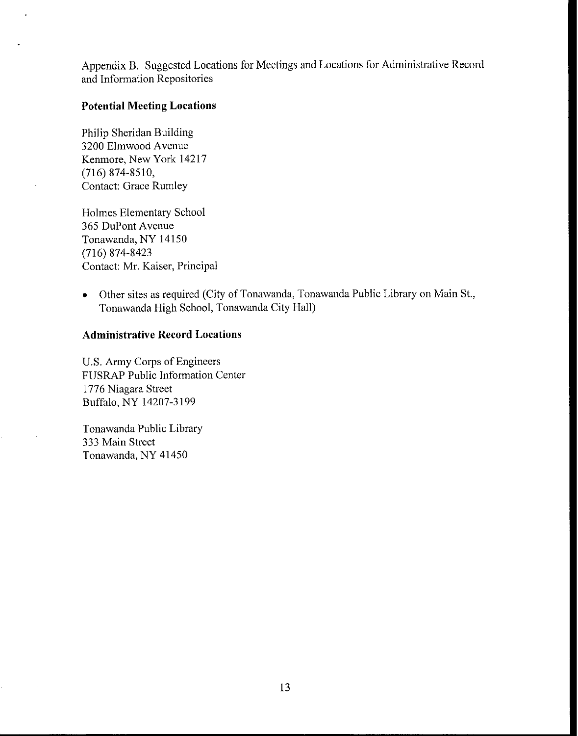Appendix B. Suggested Locations for Meetings and Locations for Administrative Record and Information Repositories

**Potential Meeting Locations**

Philip Sheridan Building
3200 Elmwood Avenue
Kenmore, New York 14217
(716) 874-8510,
Contact: Grace Rumley

Holmes Elementary School
365 DuPont Avenue
Tonawanda, NY 14150
(716) 874-8423
Contact: Mr. Kaiser, Principal

- Other sites as required (City of Tonawanda, Tonawanda Public Library on Main St., Tonawanda High School, Tonawanda City Hall)

**Administrative Record Locations**

U.S. Army Corps of Engineers
FUSRAP Public Information Center
1776 Niagara Street
Buffalo, NY 14207-3199

Tonawanda Public Library
333 Main Street
Tonawanda, NY 41450